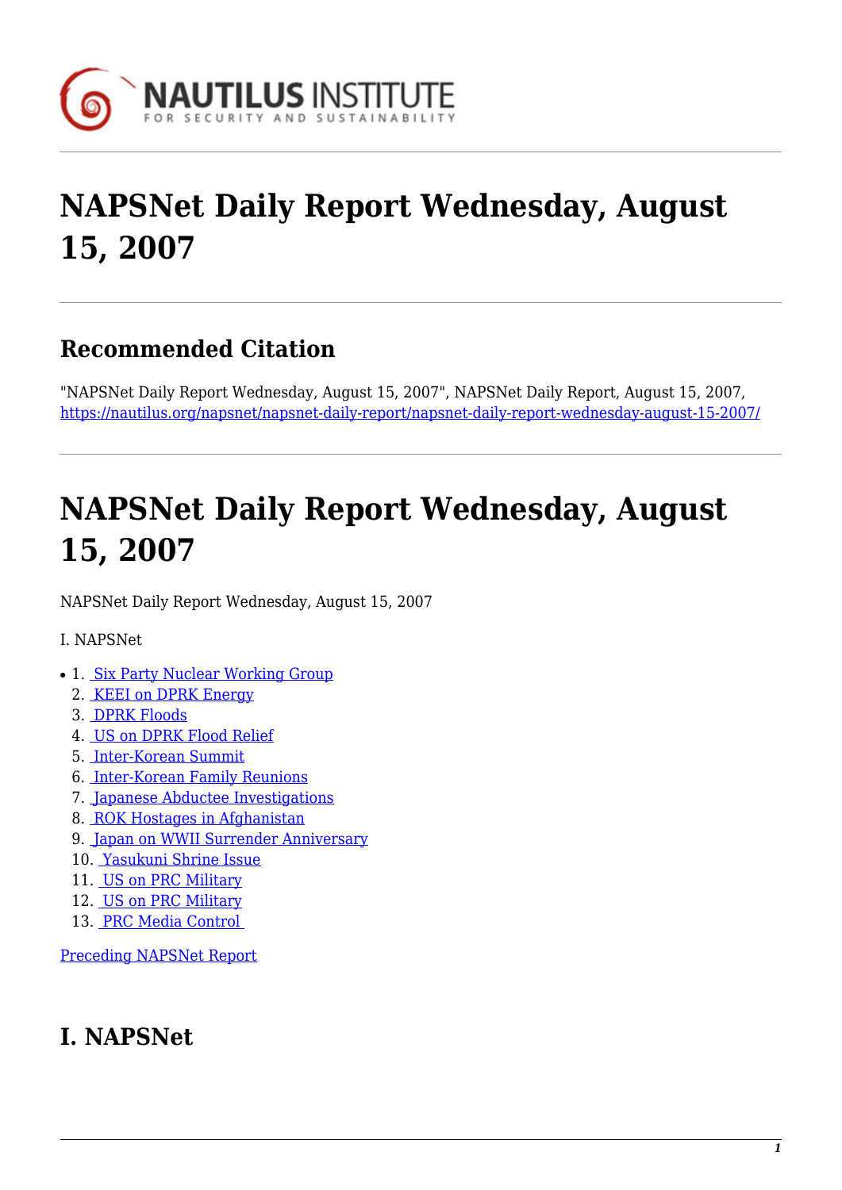# NAPSNet Daily Report Wednesday, August 15, 2007

## Recommended Citation

"NAPSNet Daily Report Wednesday, August 15, 2007", NAPSNet Daily Report, August 15, 2007, https://nautilus.org/napsnet/napsnet-daily-report/napsnet-daily-report-wednesday-august-15-2007/

# NAPSNet Daily Report Wednesday, August 15, 2007

NAPSNet Daily Report Wednesday, August 15, 2007

I. NAPSNet

1. Six Party Nuclear Working Group
2. KEEI on DPRK Energy
3. DPRK Floods
4. US on DPRK Flood Relief
5. Inter-Korean Summit
6. Inter-Korean Family Reunions
7. Japanese Abductee Investigations
8. ROK Hostages in Afghanistan
9. Japan on WWII Surrender Anniversary
10. Yasukuni Shrine Issue
11. US on PRC Military
12. US on PRC Military
13. PRC Media Control

Preceding NAPSNet Report

## I. NAPSNet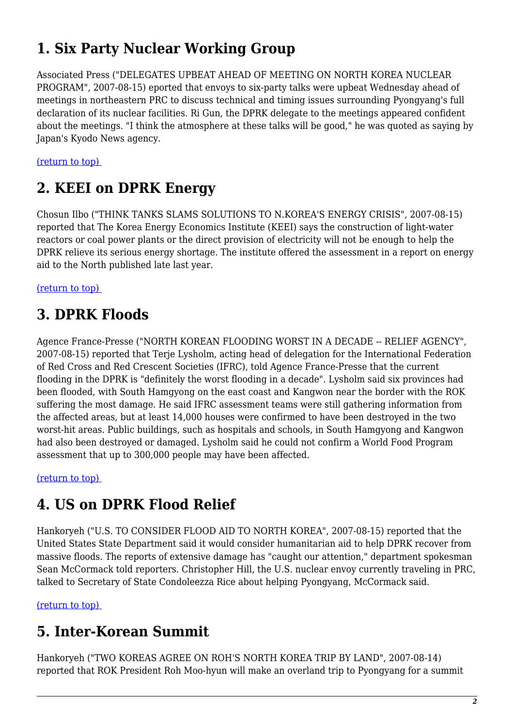## 1. Six Party Nuclear Working Group

Associated Press ("DELEGATES UPBEAT AHEAD OF MEETING ON NORTH KOREA NUCLEAR PROGRAM", 2007-08-15) eported that envoys to six-party talks were upbeat Wednesday ahead of meetings in northeastern PRC to discuss technical and timing issues surrounding Pyongyang's full declaration of its nuclear facilities. Ri Gun, the DPRK delegate to the meetings appeared confident about the meetings. "I think the atmosphere at these talks will be good," he was quoted as saying by Japan's Kyodo News agency.

(return to top)

## 2. KEEI on DPRK Energy

Chosun Ilbo ("THINK TANKS SLAMS SOLUTIONS TO N.KOREA'S ENERGY CRISIS", 2007-08-15) reported that The Korea Energy Economics Institute (KEEI) says the construction of light-water reactors or coal power plants or the direct provision of electricity will not be enough to help the DPRK relieve its serious energy shortage. The institute offered the assessment in a report on energy aid to the North published late last year.

(return to top)

## 3. DPRK Floods

Agence France-Presse ("NORTH KOREAN FLOODING WORST IN A DECADE -- RELIEF AGENCY", 2007-08-15) reported that Terje Lysholm, acting head of delegation for the International Federation of Red Cross and Red Crescent Societies (IFRC), told Agence France-Presse that the current flooding in the DPRK is "definitely the worst flooding in a decade". Lysholm said six provinces had been flooded, with South Hamgyong on the east coast and Kangwon near the border with the ROK suffering the most damage. He said IFRC assessment teams were still gathering information from the affected areas, but at least 14,000 houses were confirmed to have been destroyed in the two worst-hit areas. Public buildings, such as hospitals and schools, in South Hamgyong and Kangwon had also been destroyed or damaged. Lysholm said he could not confirm a World Food Program assessment that up to 300,000 people may have been affected.

(return to top)

## 4. US on DPRK Flood Relief

Hankoryeh ("U.S. TO CONSIDER FLOOD AID TO NORTH KOREA", 2007-08-15) reported that the United States State Department said it would consider humanitarian aid to help DPRK recover from massive floods. The reports of extensive damage has "caught our attention," department spokesman Sean McCormack told reporters. Christopher Hill, the U.S. nuclear envoy currently traveling in PRC, talked to Secretary of State Condoleezza Rice about helping Pyongyang, McCormack said.

(return to top)

## 5. Inter-Korean Summit

Hankoryeh ("TWO KOREAS AGREE ON ROH'S NORTH KOREA TRIP BY LAND", 2007-08-14) reported that ROK President Roh Moo-hyun will make an overland trip to Pyongyang for a summit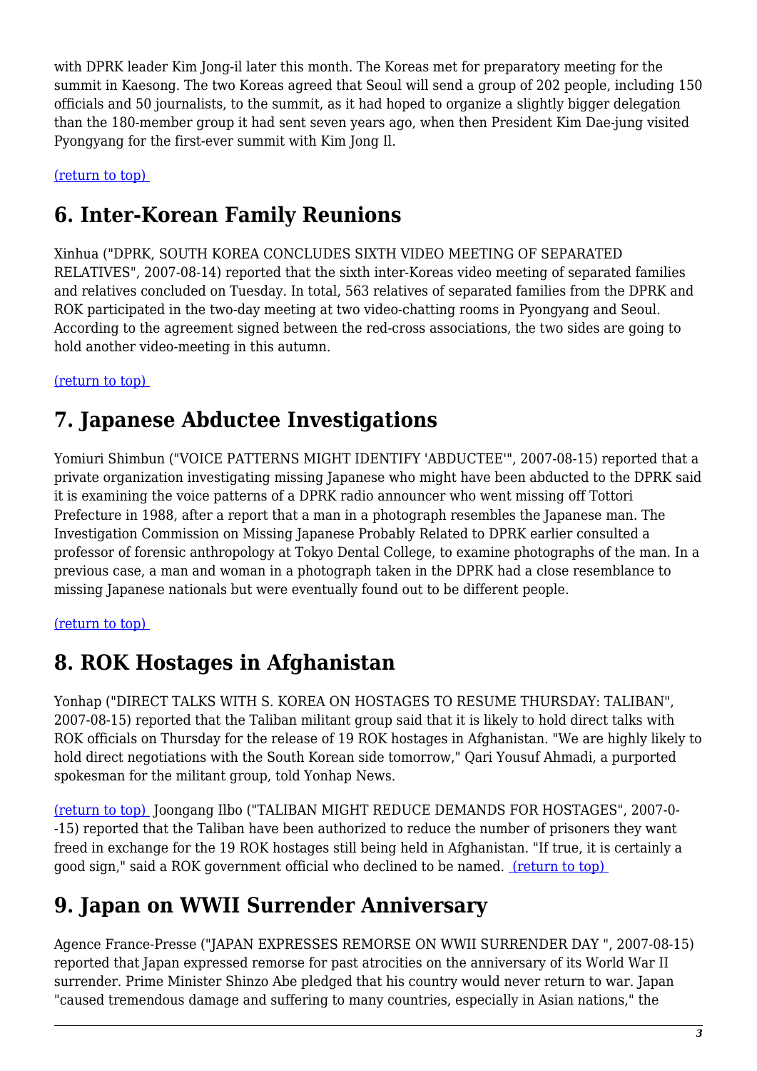with DPRK leader Kim Jong-il later this month. The Koreas met for preparatory meeting for the summit in Kaesong. The two Koreas agreed that Seoul will send a group of 202 people, including 150 officials and 50 journalists, to the summit, as it had hoped to organize a slightly bigger delegation than the 180-member group it had sent seven years ago, when then President Kim Dae-jung visited Pyongyang for the first-ever summit with Kim Jong Il.

(return to top)

## 6. Inter-Korean Family Reunions

Xinhua ("DPRK, SOUTH KOREA CONCLUDES SIXTH VIDEO MEETING OF SEPARATED RELATIVES", 2007-08-14) reported that the sixth inter-Koreas video meeting of separated families and relatives concluded on Tuesday. In total, 563 relatives of separated families from the DPRK and ROK participated in the two-day meeting at two video-chatting rooms in Pyongyang and Seoul. According to the agreement signed between the red-cross associations, the two sides are going to hold another video-meeting in this autumn.

(return to top)

## 7. Japanese Abductee Investigations

Yomiuri Shimbun ("VOICE PATTERNS MIGHT IDENTIFY 'ABDUCTEE'", 2007-08-15) reported that a private organization investigating missing Japanese who might have been abducted to the DPRK said it is examining the voice patterns of a DPRK radio announcer who went missing off Tottori Prefecture in 1988, after a report that a man in a photograph resembles the Japanese man. The Investigation Commission on Missing Japanese Probably Related to DPRK earlier consulted a professor of forensic anthropology at Tokyo Dental College, to examine photographs of the man. In a previous case, a man and woman in a photograph taken in the DPRK had a close resemblance to missing Japanese nationals but were eventually found out to be different people.

(return to top)

## 8. ROK Hostages in Afghanistan

Yonhap ("DIRECT TALKS WITH S. KOREA ON HOSTAGES TO RESUME THURSDAY: TALIBAN", 2007-08-15) reported that the Taliban militant group said that it is likely to hold direct talks with ROK officials on Thursday for the release of 19 ROK hostages in Afghanistan. "We are highly likely to hold direct negotiations with the South Korean side tomorrow," Qari Yousuf Ahmadi, a purported spokesman for the militant group, told Yonhap News.

(return to top) Joongang Ilbo ("TALIBAN MIGHT REDUCE DEMANDS FOR HOSTAGES", 2007-0--15) reported that the Taliban have been authorized to reduce the number of prisoners they want freed in exchange for the 19 ROK hostages still being held in Afghanistan. "If true, it is certainly a good sign," said a ROK government official who declined to be named. (return to top)

## 9. Japan on WWII Surrender Anniversary

Agence France-Presse ("JAPAN EXPRESSES REMORSE ON WWII SURRENDER DAY ", 2007-08-15) reported that Japan expressed remorse for past atrocities on the anniversary of its World War II surrender. Prime Minister Shinzo Abe pledged that his country would never return to war. Japan "caused tremendous damage and suffering to many countries, especially in Asian nations," the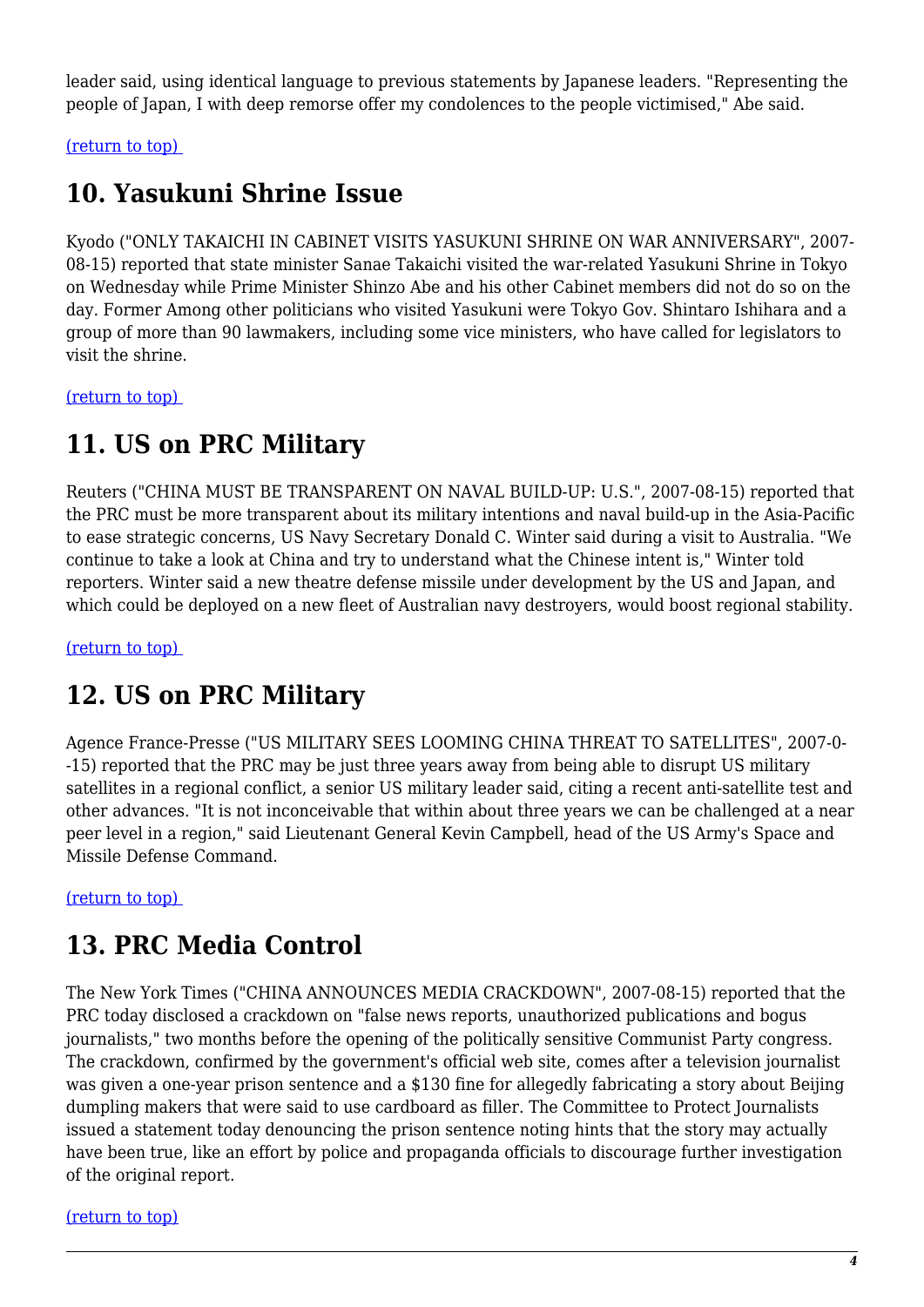leader said, using identical language to previous statements by Japanese leaders. "Representing the people of Japan, I with deep remorse offer my condolences to the people victimised," Abe said.

(return to top)

## 10. Yasukuni Shrine Issue

Kyodo ("ONLY TAKAICHI IN CABINET VISITS YASUKUNI SHRINE ON WAR ANNIVERSARY", 2007-08-15) reported that state minister Sanae Takaichi visited the war-related Yasukuni Shrine in Tokyo on Wednesday while Prime Minister Shinzo Abe and his other Cabinet members did not do so on the day. Former Among other politicians who visited Yasukuni were Tokyo Gov. Shintaro Ishihara and a group of more than 90 lawmakers, including some vice ministers, who have called for legislators to visit the shrine.

(return to top)

## 11. US on PRC Military

Reuters ("CHINA MUST BE TRANSPARENT ON NAVAL BUILD-UP: U.S.", 2007-08-15) reported that the PRC must be more transparent about its military intentions and naval build-up in the Asia-Pacific to ease strategic concerns, US Navy Secretary Donald C. Winter said during a visit to Australia. "We continue to take a look at China and try to understand what the Chinese intent is," Winter told reporters. Winter said a new theatre defense missile under development by the US and Japan, and which could be deployed on a new fleet of Australian navy destroyers, would boost regional stability.

(return to top)

## 12. US on PRC Military

Agence France-Presse ("US MILITARY SEES LOOMING CHINA THREAT TO SATELLITES", 2007-0--15) reported that the PRC may be just three years away from being able to disrupt US military satellites in a regional conflict, a senior US military leader said, citing a recent anti-satellite test and other advances. "It is not inconceivable that within about three years we can be challenged at a near peer level in a region," said Lieutenant General Kevin Campbell, head of the US Army's Space and Missile Defense Command.

(return to top)

## 13. PRC Media Control

The New York Times ("CHINA ANNOUNCES MEDIA CRACKDOWN", 2007-08-15) reported that the PRC today disclosed a crackdown on "false news reports, unauthorized publications and bogus journalists," two months before the opening of the politically sensitive Communist Party congress. The crackdown, confirmed by the government's official web site, comes after a television journalist was given a one-year prison sentence and a $130 fine for allegedly fabricating a story about Beijing dumpling makers that were said to use cardboard as filler. The Committee to Protect Journalists issued a statement today denouncing the prison sentence noting hints that the story may actually have been true, like an effort by police and propaganda officials to discourage further investigation of the original report.

(return to top)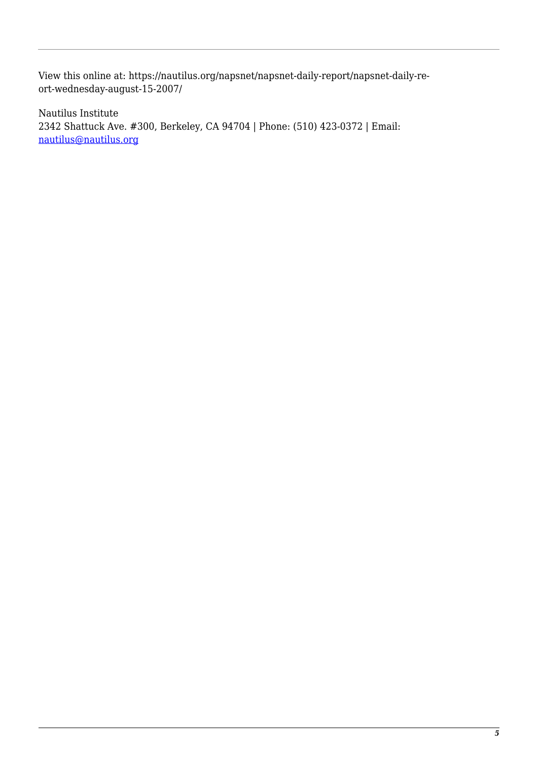View this online at: https://nautilus.org/napsnet/napsnet-daily-report/napsnet-daily-re-ort-wednesday-august-15-2007/

Nautilus Institute
2342 Shattuck Ave. #300, Berkeley, CA 94704 | Phone: (510) 423-0372 | Email: nautilus@nautilus.org